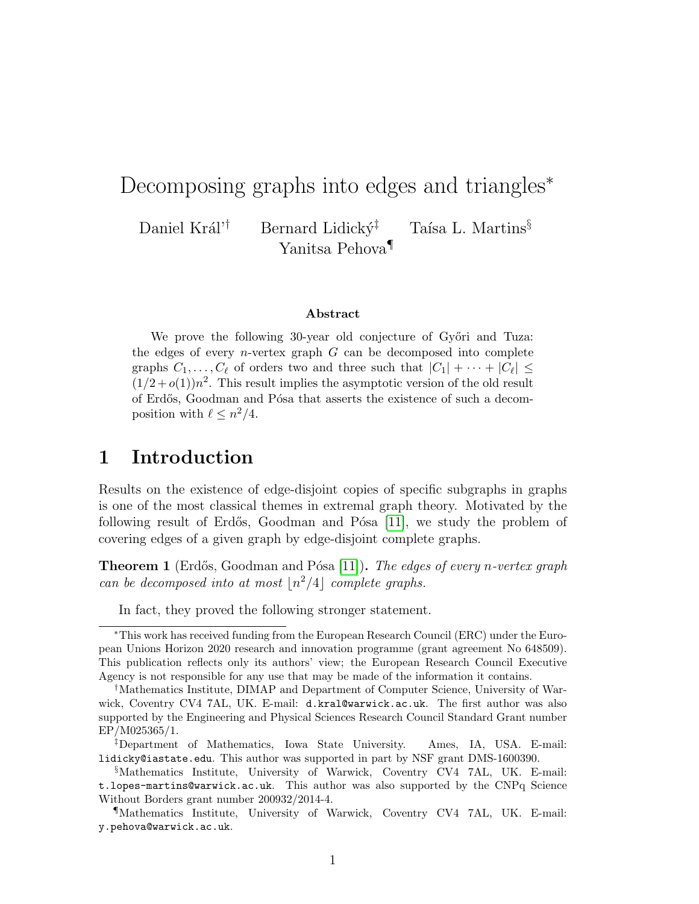# Decomposing graphs into edges and triangles*

Daniel Kráľ[†] Bernard Lidický[‡] Taísa L. Martins[§] Yanitsa Pehova[¶]

### Abstract

We prove the following 30-year old conjecture of Győri and Tuza: the edges of every $n$-vertex graph $G$ can be decomposed into complete graphs $C_1, \dots, C_\ell$ of orders two and three such that $|C_1| + \cdots + |C_\ell| \leq (1/2 + o(1))n^2$. This result implies the asymptotic version of the old result of Erdős, Goodman and Pósa that asserts the existence of such a decomposition with $\ell \leq n^2/4$.

## 1 Introduction

Results on the existence of edge-disjoint copies of specific subgraphs in graphs is one of the most classical themes in extremal graph theory. Motivated by the following result of Erdős, Goodman and Pósa [11], we study the problem of covering edges of a given graph by edge-disjoint complete graphs.

**Theorem 1** (Erdős, Goodman and Pósa [11]). *The edges of every $n$-vertex graph can be decomposed into at most $\lfloor n^2/4 \rfloor$ complete graphs.*

In fact, they proved the following stronger statement.

---

*This work has received funding from the European Research Council (ERC) under the European Unions Horizon 2020 research and innovation programme (grant agreement No 648509). This publication reflects only its authors' view; the European Research Council Executive Agency is not responsible for any use that may be made of the information it contains.

†Mathematics Institute, DIMAP and Department of Computer Science, University of Warwick, Coventry CV4 7AL, UK. E-mail: `d.kral@warwick.ac.uk`. The first author was also supported by the Engineering and Physical Sciences Research Council Standard Grant number EP/M025365/1.

‡Department of Mathematics, Iowa State University. Ames, IA, USA. E-mail: `lidicky@iastate.edu`. This author was supported in part by NSF grant DMS-1600390.

§Mathematics Institute, University of Warwick, Coventry CV4 7AL, UK. E-mail: `t.lopes-martins@warwick.ac.uk`. This author was also supported by the CNPq Science Without Borders grant number 200932/2014-4.

¶Mathematics Institute, University of Warwick, Coventry CV4 7AL, UK. E-mail: `y.pehova@warwick.ac.uk`.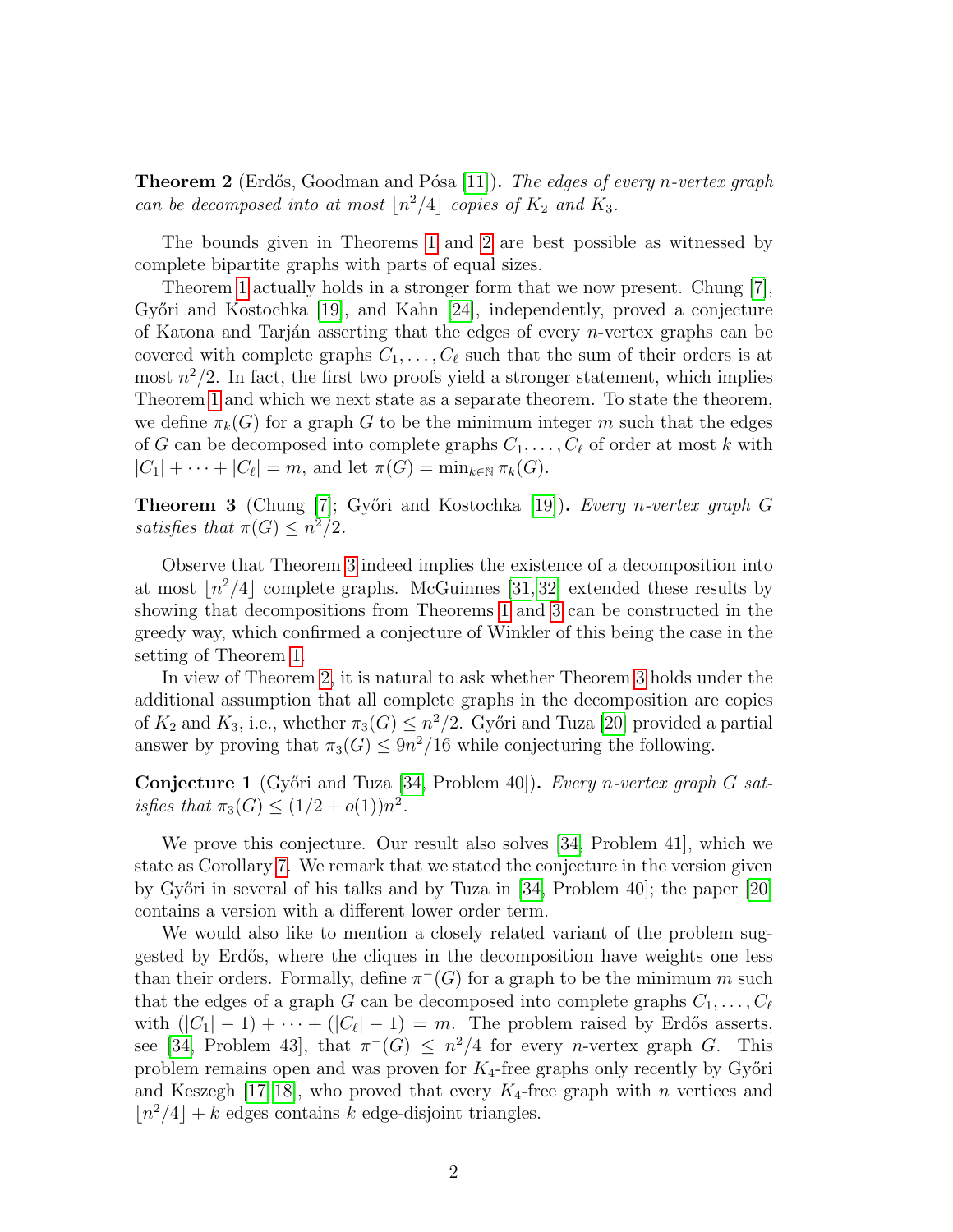**Theorem 2** (Erdős, Goodman and Pósa [11])**.** *The edges of every $n$-vertex graph can be decomposed into at most $\lfloor n^2/4 \rfloor$ copies of $K_2$ and $K_3$.*

The bounds given in Theorems 1 and 2 are best possible as witnessed by complete bipartite graphs with parts of equal sizes.

Theorem 1 actually holds in a stronger form that we now present. Chung [7], Győri and Kostochka [19], and Kahn [24], independently, proved a conjecture of Katona and Tarján asserting that the edges of every $n$-vertex graphs can be covered with complete graphs $C_1, \ldots, C_\ell$ such that the sum of their orders is at most $n^2/2$. In fact, the first two proofs yield a stronger statement, which implies Theorem 1 and which we next state as a separate theorem. To state the theorem, we define $\pi_k(G)$ for a graph $G$ to be the minimum integer $m$ such that the edges of $G$ can be decomposed into complete graphs $C_1, \ldots, C_\ell$ of order at most $k$ with $|C_1| + \cdots + |C_\ell| = m$, and let $\pi(G) = \min_{k \in \mathbb{N}} \pi_k(G)$.

**Theorem 3** (Chung [7]; Győri and Kostochka [19])**.** *Every $n$-vertex graph $G$ satisfies that $\pi(G) \leq n^2/2$.*

Observe that Theorem 3 indeed implies the existence of a decomposition into at most $\lfloor n^2/4 \rfloor$ complete graphs. McGuinnes [31, 32] extended these results by showing that decompositions from Theorems 1 and 3 can be constructed in the greedy way, which confirmed a conjecture of Winkler of this being the case in the setting of Theorem 1.

In view of Theorem 2, it is natural to ask whether Theorem 3 holds under the additional assumption that all complete graphs in the decomposition are copies of $K_2$ and $K_3$, i.e., whether $\pi_3(G) \leq n^2/2$. Győri and Tuza [20] provided a partial answer by proving that $\pi_3(G) \leq 9n^2/16$ while conjecturing the following.

**Conjecture 1** (Győri and Tuza [34, Problem 40])**.** *Every $n$-vertex graph $G$ satisfies that $\pi_3(G) \leq (1/2 + o(1))n^2$.*

We prove this conjecture. Our result also solves [34, Problem 41], which we state as Corollary 7. We remark that we stated the conjecture in the version given by Győri in several of his talks and by Tuza in [34, Problem 40]; the paper [20] contains a version with a different lower order term.

We would also like to mention a closely related variant of the problem suggested by Erdős, where the cliques in the decomposition have weights one less than their orders. Formally, define $\pi^-(G)$ for a graph to be the minimum $m$ such that the edges of a graph $G$ can be decomposed into complete graphs $C_1, \ldots, C_\ell$ with $(|C_1| - 1) + \cdots + (|C_\ell| - 1) = m$. The problem raised by Erdős asserts, see [34, Problem 43], that $\pi^-(G) \leq n^2/4$ for every $n$-vertex graph $G$. This problem remains open and was proven for $K_4$-free graphs only recently by Győri and Keszegh [17, 18], who proved that every $K_4$-free graph with $n$ vertices and $\lfloor n^2/4 \rfloor + k$ edges contains $k$ edge-disjoint triangles.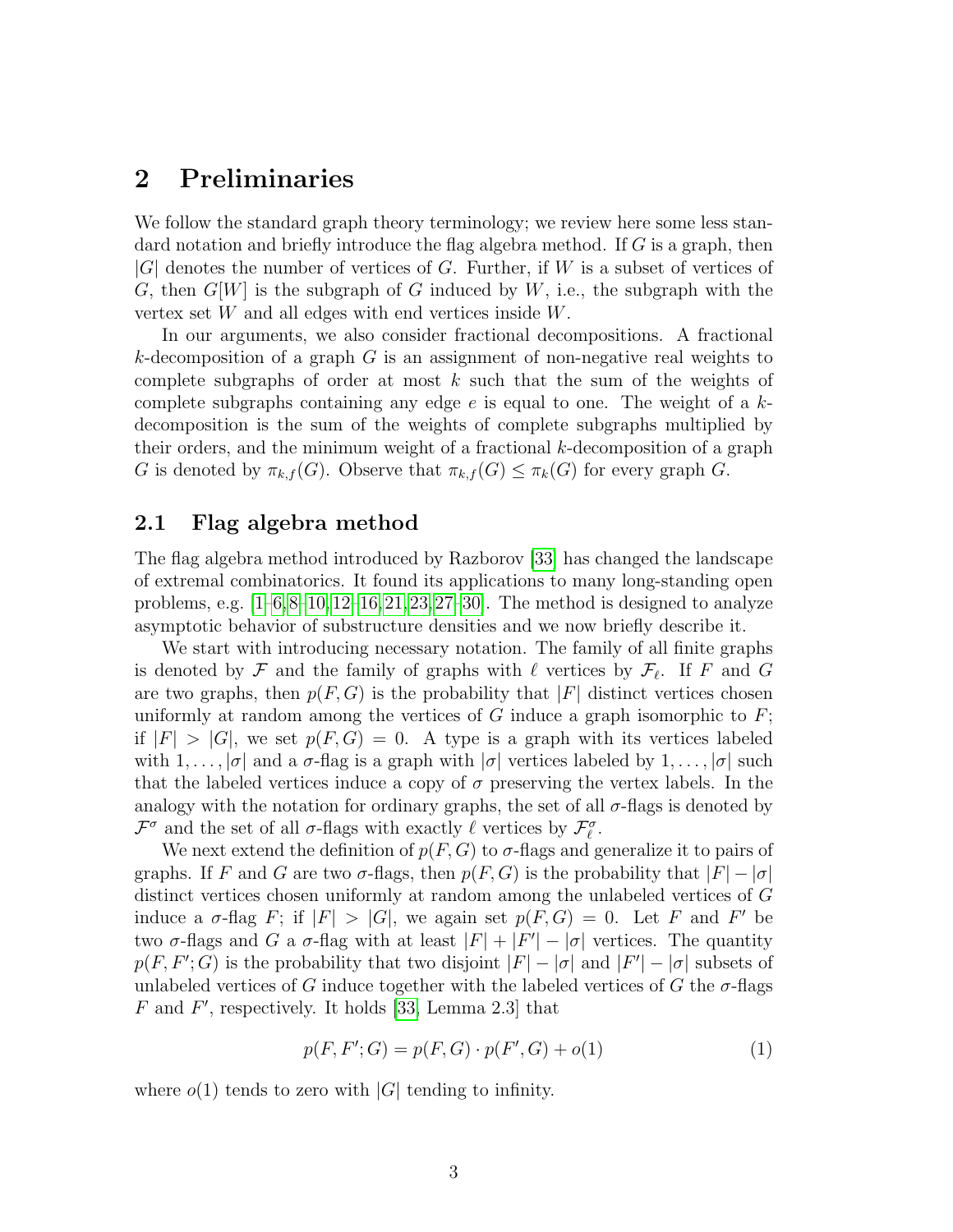## 2 Preliminaries

We follow the standard graph theory terminology; we review here some less standard notation and briefly introduce the flag algebra method. If $G$ is a graph, then $|G|$ denotes the number of vertices of $G$. Further, if $W$ is a subset of vertices of $G$, then $G[W]$ is the subgraph of $G$ induced by $W$, i.e., the subgraph with the vertex set $W$ and all edges with end vertices inside $W$.

In our arguments, we also consider fractional decompositions. A fractional $k$-decomposition of a graph $G$ is an assignment of non-negative real weights to complete subgraphs of order at most $k$ such that the sum of the weights of complete subgraphs containing any edge $e$ is equal to one. The weight of a $k$-decomposition is the sum of the weights of complete subgraphs multiplied by their orders, and the minimum weight of a fractional $k$-decomposition of a graph $G$ is denoted by $\pi_{k,f}(G)$. Observe that $\pi_{k,f}(G) \leq \pi_k(G)$ for every graph $G$.

### 2.1 Flag algebra method

The flag algebra method introduced by Razborov [33] has changed the landscape of extremal combinatorics. It found its applications to many long-standing open problems, e.g. [1–6,8–10,12–16,21,23,27–30]. The method is designed to analyze asymptotic behavior of substructure densities and we now briefly describe it.

We start with introducing necessary notation. The family of all finite graphs is denoted by $\mathcal{F}$ and the family of graphs with $\ell$ vertices by $\mathcal{F}_\ell$. If $F$ and $G$ are two graphs, then $p(F,G)$ is the probability that $|F|$ distinct vertices chosen uniformly at random among the vertices of $G$ induce a graph isomorphic to $F$; if $|F| > |G|$, we set $p(F,G) = 0$. A type is a graph with its vertices labeled with $1,\dots,|\sigma|$ and a $\sigma$-flag is a graph with $|\sigma|$ vertices labeled by $1,\dots,|\sigma|$ such that the labeled vertices induce a copy of $\sigma$ preserving the vertex labels. In the analogy with the notation for ordinary graphs, the set of all $\sigma$-flags is denoted by $\mathcal{F}^\sigma$ and the set of all $\sigma$-flags with exactly $\ell$ vertices by $\mathcal{F}^\sigma_\ell$.

We next extend the definition of $p(F,G)$ to $\sigma$-flags and generalize it to pairs of graphs. If $F$ and $G$ are two $\sigma$-flags, then $p(F,G)$ is the probability that $|F|-|\sigma|$ distinct vertices chosen uniformly at random among the unlabeled vertices of $G$ induce a $\sigma$-flag $F$; if $|F| > |G|$, we again set $p(F,G) = 0$. Let $F$ and $F'$ be two $\sigma$-flags and $G$ a $\sigma$-flag with at least $|F|+|F'|-|\sigma|$ vertices. The quantity $p(F,F';G)$ is the probability that two disjoint $|F|-|\sigma|$ and $|F'|-|\sigma|$ subsets of unlabeled vertices of $G$ induce together with the labeled vertices of $G$ the $\sigma$-flags $F$ and $F'$, respectively. It holds [33, Lemma 2.3] that

$$p(F,F';G) = p(F,G) \cdot p(F',G) + o(1) \tag{1}$$

where $o(1)$ tends to zero with $|G|$ tending to infinity.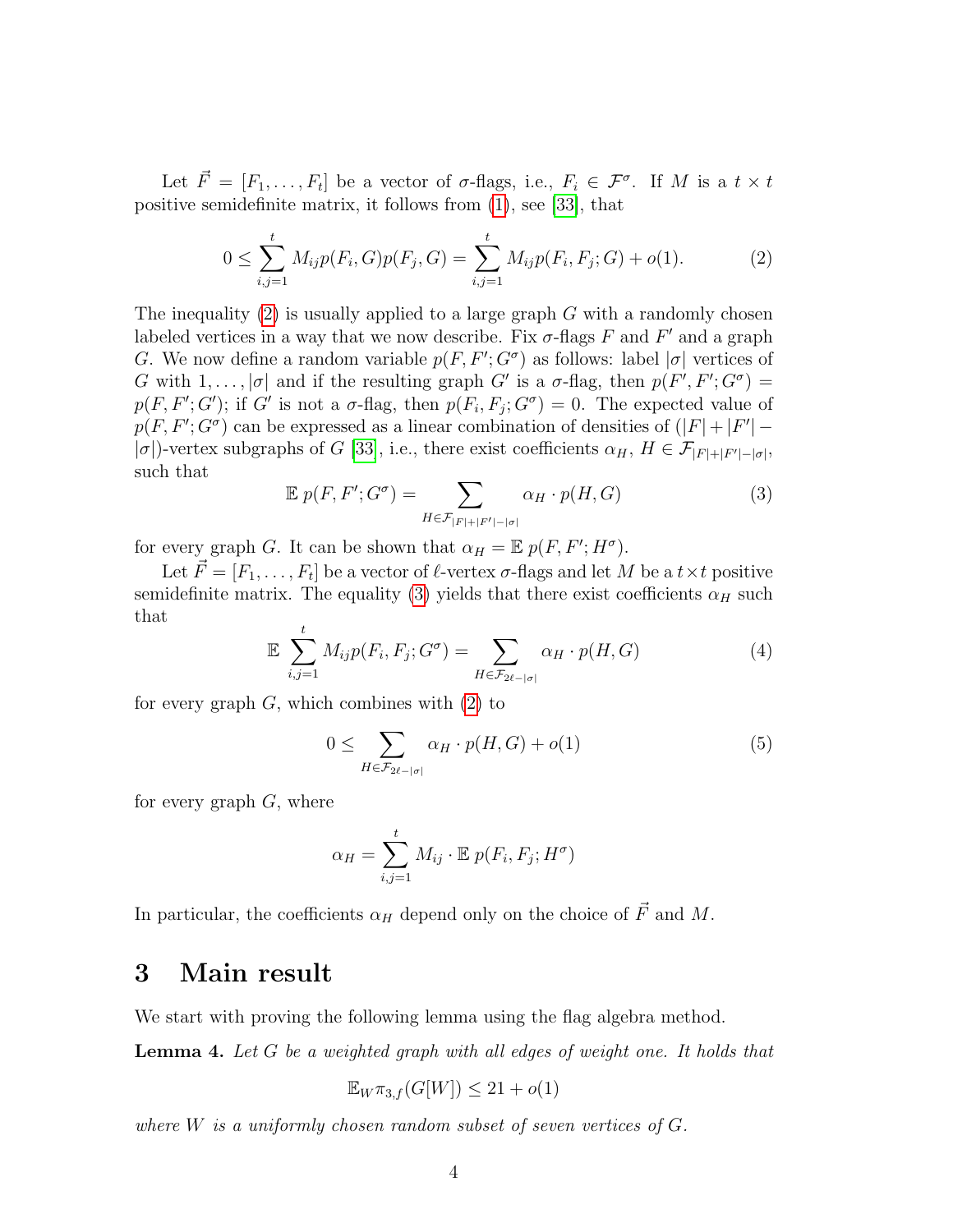Let $\vec{F} = [F_1, \ldots, F_t]$ be a vector of $\sigma$-flags, i.e., $F_i \in \mathcal{F}^\sigma$. If $M$ is a $t \times t$ positive semidefinite matrix, it follows from (1), see [33], that

$$0 \leq \sum_{i,j=1}^{t} M_{ij} p(F_i, G) p(F_j, G) = \sum_{i,j=1}^{t} M_{ij} p(F_i, F_j; G) + o(1). \tag{2}$$

The inequality (2) is usually applied to a large graph $G$ with a randomly chosen labeled vertices in a way that we now describe. Fix $\sigma$-flags $F$ and $F'$ and a graph $G$. We now define a random variable $p(F, F'; G^\sigma)$ as follows: label $|\sigma|$ vertices of $G$ with $1, \ldots, |\sigma|$ and if the resulting graph $G'$ is a $\sigma$-flag, then $p(F', F'; G^\sigma) = p(F, F'; G')$; if $G'$ is not a $\sigma$-flag, then $p(F_i, F_j; G^\sigma) = 0$. The expected value of $p(F, F'; G^\sigma)$ can be expressed as a linear combination of densities of $(|F| + |F'| - |\sigma|)$-vertex subgraphs of $G$ [33], i.e., there exist coefficients $\alpha_H$, $H \in \mathcal{F}_{|F|+|F'|-|\sigma|}$, such that

$$\mathbb{E}\, p(F, F'; G^\sigma) = \sum_{H \in \mathcal{F}_{|F|+|F'|-|\sigma|}} \alpha_H \cdot p(H, G) \tag{3}$$

for every graph $G$. It can be shown that $\alpha_H = \mathbb{E}\, p(F, F'; H^\sigma)$.

Let $\vec{F} = [F_1, \ldots, F_t]$ be a vector of $\ell$-vertex $\sigma$-flags and let $M$ be a $t \times t$ positive semidefinite matrix. The equality (3) yields that there exist coefficients $\alpha_H$ such that

$$\mathbb{E} \sum_{i,j=1}^{t} M_{ij} p(F_i, F_j; G^\sigma) = \sum_{H \in \mathcal{F}_{2\ell-|\sigma|}} \alpha_H \cdot p(H, G) \tag{4}$$

for every graph $G$, which combines with (2) to

$$0 \leq \sum_{H \in \mathcal{F}_{2\ell-|\sigma|}} \alpha_H \cdot p(H, G) + o(1) \tag{5}$$

for every graph $G$, where

$$\alpha_H = \sum_{i,j=1}^{t} M_{ij} \cdot \mathbb{E}\, p(F_i, F_j; H^\sigma)$$

In particular, the coefficients $\alpha_H$ depend only on the choice of $\vec{F}$ and $M$.

# 3 Main result

We start with proving the following lemma using the flag algebra method.

**Lemma 4.** *Let $G$ be a weighted graph with all edges of weight one. It holds that*

$$\mathbb{E}_W \pi_{3,f}(G[W]) \leq 21 + o(1)$$

*where $W$ is a uniformly chosen random subset of seven vertices of $G$.*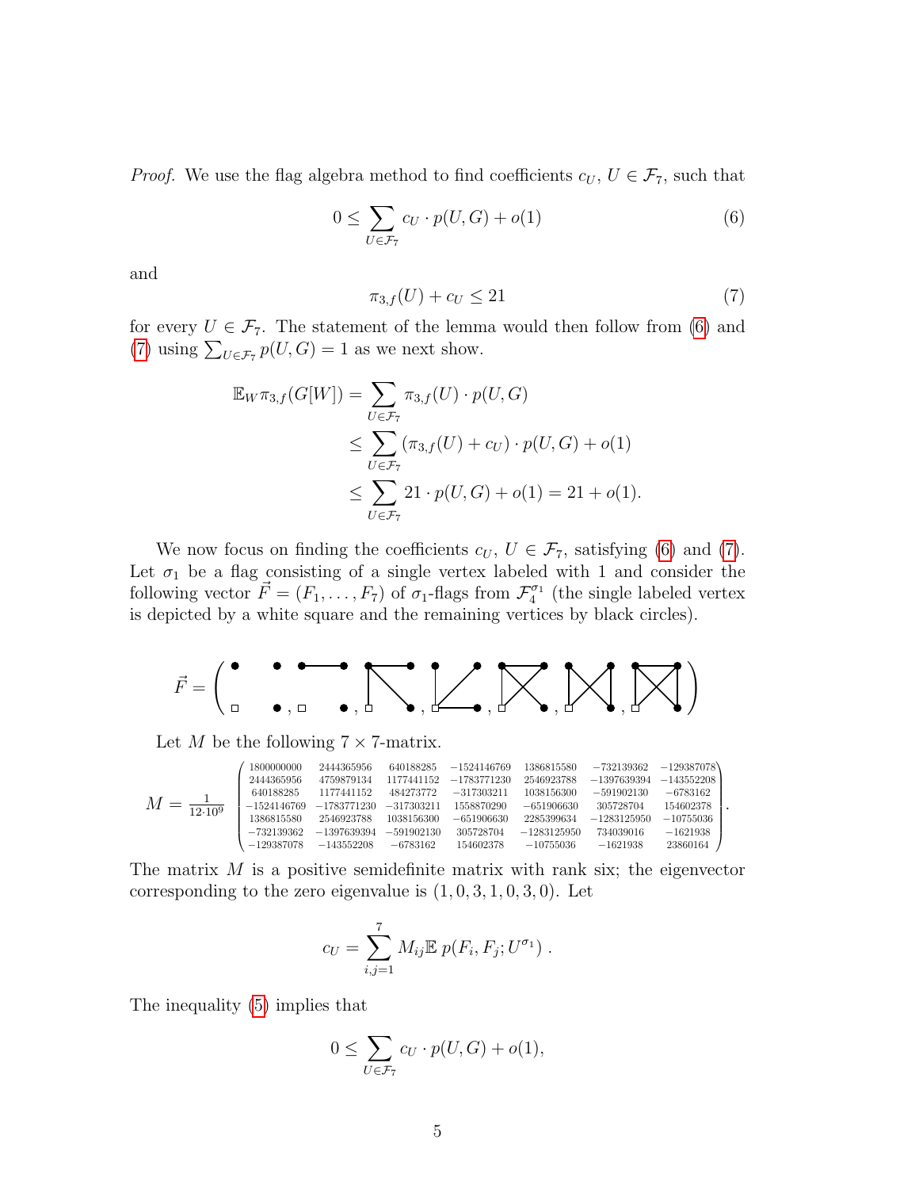*Proof.* We use the flag algebra method to find coefficients $c_U$, $U \in \mathcal{F}_7$, such that

$$0 \leq \sum_{U \in \mathcal{F}_7} c_U \cdot p(U, G) + o(1) \tag{6}$$

and

$$\pi_{3,f}(U) + c_U \leq 21 \tag{7}$$

for every $U \in \mathcal{F}_7$. The statement of the lemma would then follow from (6) and (7) using $\sum_{U \in \mathcal{F}_7} p(U, G) = 1$ as we next show.

$$\begin{aligned}
\mathbb{E}_W \pi_{3,f}(G[W]) &= \sum_{U \in \mathcal{F}_7} \pi_{3,f}(U) \cdot p(U, G) \\
&\leq \sum_{U \in \mathcal{F}_7} (\pi_{3,f}(U) + c_U) \cdot p(U, G) + o(1) \\
&\leq \sum_{U \in \mathcal{F}_7} 21 \cdot p(U, G) + o(1) = 21 + o(1).
\end{aligned}$$

We now focus on finding the coefficients $c_U$, $U \in \mathcal{F}_7$, satisfying (6) and (7). Let $\sigma_1$ be a flag consisting of a single vertex labeled with 1 and consider the following vector $\vec{F} = (F_1, \ldots, F_7)$ of $\sigma_1$-flags from $\mathcal{F}_4^{\sigma_1}$ (the single labeled vertex is depicted by a white square and the remaining vertices by black circles).

$\vec{F} = ( F_1, F_2, F_3, F_4, F_5, F_6, F_7 )$

Let $M$ be the following $7 \times 7$-matrix.

$$M = \frac{1}{12 \cdot 10^9} \begin{pmatrix}
1800000000 & 2444365956 & 640188285 & -1524146769 & 1386815580 & -732139362 & -129387078 \\
2444365956 & 4759879134 & 1177441152 & -1783771230 & 2546923788 & -1397639394 & -143552208 \\
640188285 & 1177441152 & 484273772 & -317303211 & 1038156300 & -591902130 & -6783162 \\
-1524146769 & -1783771230 & -317303211 & 1558870290 & -651906630 & 305728704 & 154602378 \\
1386815580 & 2546923788 & 1038156300 & -651906630 & 2285399634 & -1283125950 & -10755036 \\
-732139362 & -1397639394 & -591902130 & 305728704 & -1283125950 & 734039016 & -1621938 \\
-129387078 & -143552208 & -6783162 & 154602378 & -10755036 & -1621938 & 23860164
\end{pmatrix}.$$

The matrix $M$ is a positive semidefinite matrix with rank six; the eigenvector corresponding to the zero eigenvalue is $(1, 0, 3, 1, 0, 3, 0)$. Let

$$c_U = \sum_{i,j=1}^{7} M_{ij} \mathbb{E}\, p(F_i, F_j; U^{\sigma_1}) \ .$$

The inequality (5) implies that

$$0 \leq \sum_{U \in \mathcal{F}_7} c_U \cdot p(U, G) + o(1),$$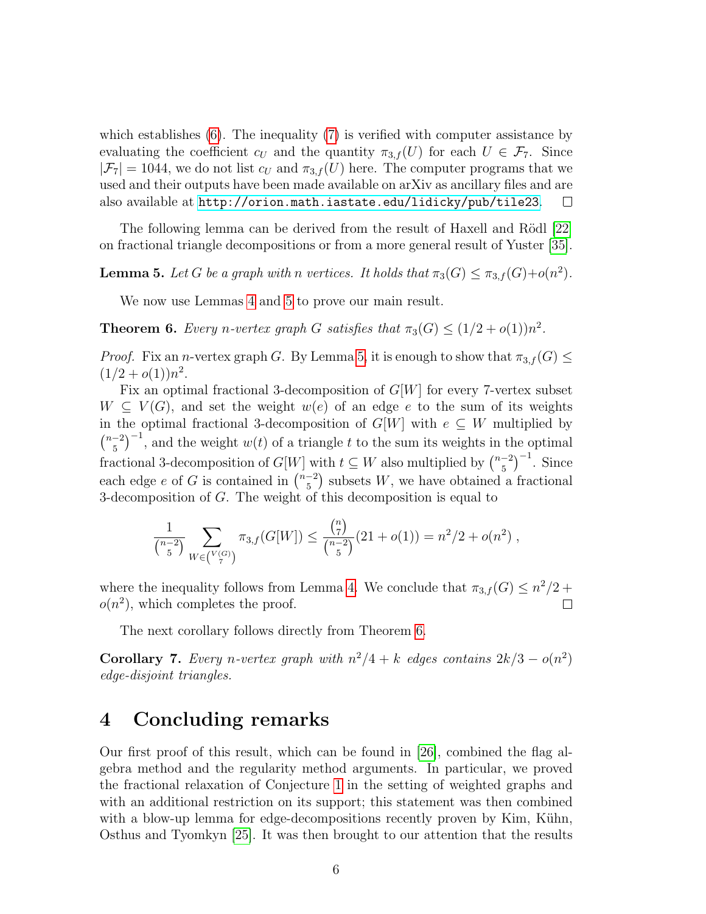which establishes (6). The inequality (7) is verified with computer assistance by evaluating the coefficient $c_U$ and the quantity $\pi_{3,f}(U)$ for each $U \in \mathcal{F}_7$. Since $|\mathcal{F}_7| = 1044$, we do not list $c_U$ and $\pi_{3,f}(U)$ here. The computer programs that we used and their outputs have been made available on arXiv as ancillary files and are also available at `http://orion.math.iastate.edu/lidicky/pub/tile23`. □

The following lemma can be derived from the result of Haxell and Rödl [22] on fractional triangle decompositions or from a more general result of Yuster [35].

**Lemma 5.** *Let $G$ be a graph with $n$ vertices. It holds that $\pi_3(G) \leq \pi_{3,f}(G) + o(n^2)$.*

We now use Lemmas 4 and 5 to prove our main result.

**Theorem 6.** *Every $n$-vertex graph $G$ satisfies that $\pi_3(G) \leq (1/2 + o(1))n^2$.*

*Proof.* Fix an $n$-vertex graph $G$. By Lemma 5, it is enough to show that $\pi_{3,f}(G) \leq (1/2 + o(1))n^2$.

Fix an optimal fractional 3-decomposition of $G[W]$ for every 7-vertex subset $W \subseteq V(G)$, and set the weight $w(e)$ of an edge $e$ to the sum of its weights in the optimal fractional 3-decomposition of $G[W]$ with $e \subseteq W$ multiplied by $\binom{n-2}{5}^{-1}$, and the weight $w(t)$ of a triangle $t$ to the sum its weights in the optimal fractional 3-decomposition of $G[W]$ with $t \subseteq W$ also multiplied by $\binom{n-2}{5}^{-1}$. Since each edge $e$ of $G$ is contained in $\binom{n-2}{5}$ subsets $W$, we have obtained a fractional 3-decomposition of $G$. The weight of this decomposition is equal to

$$\frac{1}{\binom{n-2}{5}} \sum_{W \in \binom{V(G)}{7}} \pi_{3,f}(G[W]) \leq \frac{\binom{n}{7}}{\binom{n-2}{5}}(21 + o(1)) = n^2/2 + o(n^2) \,,$$

where the inequality follows from Lemma 4. We conclude that $\pi_{3,f}(G) \leq n^2/2 + o(n^2)$, which completes the proof. □

The next corollary follows directly from Theorem 6.

**Corollary 7.** *Every $n$-vertex graph with $n^2/4 + k$ edges contains $2k/3 - o(n^2)$ edge-disjoint triangles.*

# 4 Concluding remarks

Our first proof of this result, which can be found in [26], combined the flag algebra method and the regularity method arguments. In particular, we proved the fractional relaxation of Conjecture 1 in the setting of weighted graphs and with an additional restriction on its support; this statement was then combined with a blow-up lemma for edge-decompositions recently proven by Kim, Kühn, Osthus and Tyomkyn [25]. It was then brought to our attention that the results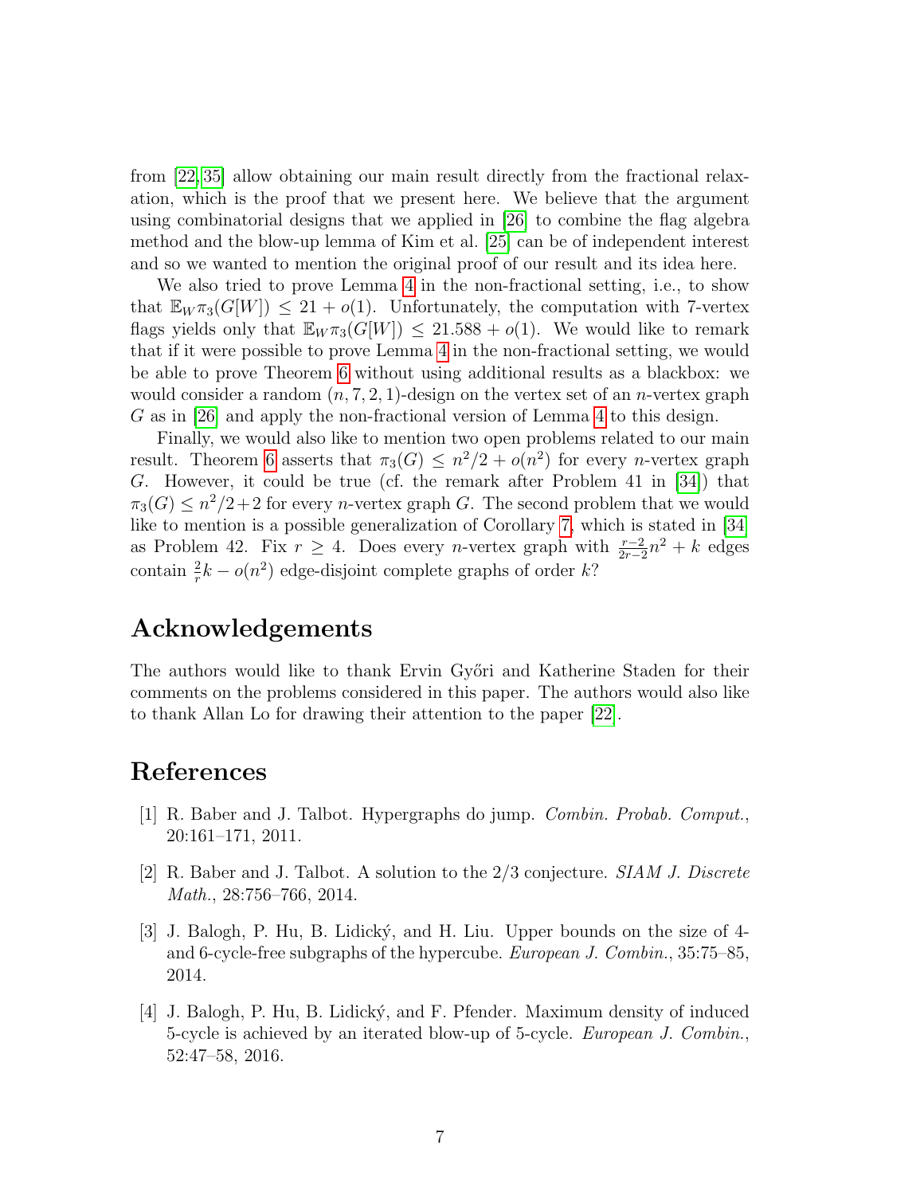from [22,35] allow obtaining our main result directly from the fractional relaxation, which is the proof that we present here. We believe that the argument using combinatorial designs that we applied in [26] to combine the flag algebra method and the blow-up lemma of Kim et al. [25] can be of independent interest and so we wanted to mention the original proof of our result and its idea here.

We also tried to prove Lemma 4 in the non-fractional setting, i.e., to show that $\mathbb{E}_W \pi_3(G[W]) \le 21 + o(1)$. Unfortunately, the computation with 7-vertex flags yields only that $\mathbb{E}_W \pi_3(G[W]) \le 21.588 + o(1)$. We would like to remark that if it were possible to prove Lemma 4 in the non-fractional setting, we would be able to prove Theorem 6 without using additional results as a blackbox: we would consider a random $(n, 7, 2, 1)$-design on the vertex set of an $n$-vertex graph $G$ as in [26] and apply the non-fractional version of Lemma 4 to this design.

Finally, we would also like to mention two open problems related to our main result. Theorem 6 asserts that $\pi_3(G) \le n^2/2 + o(n^2)$ for every $n$-vertex graph $G$. However, it could be true (cf. the remark after Problem 41 in [34]) that $\pi_3(G) \le n^2/2 + 2$ for every $n$-vertex graph $G$. The second problem that we would like to mention is a possible generalization of Corollary 7, which is stated in [34] as Problem 42. Fix $r \ge 4$. Does every $n$-vertex graph with $\frac{r-2}{2r-2}n^2 + k$ edges contain $\frac{2}{r}k - o(n^2)$ edge-disjoint complete graphs of order $k$?

## Acknowledgements

The authors would like to thank Ervin Győri and Katherine Staden for their comments on the problems considered in this paper. The authors would also like to thank Allan Lo for drawing their attention to the paper [22].

## References

[1] R. Baber and J. Talbot. Hypergraphs do jump. *Combin. Probab. Comput.*, 20:161–171, 2011.

[2] R. Baber and J. Talbot. A solution to the 2/3 conjecture. *SIAM J. Discrete Math.*, 28:756–766, 2014.

[3] J. Balogh, P. Hu, B. Lidický, and H. Liu. Upper bounds on the size of 4- and 6-cycle-free subgraphs of the hypercube. *European J. Combin.*, 35:75–85, 2014.

[4] J. Balogh, P. Hu, B. Lidický, and F. Pfender. Maximum density of induced 5-cycle is achieved by an iterated blow-up of 5-cycle. *European J. Combin.*, 52:47–58, 2016.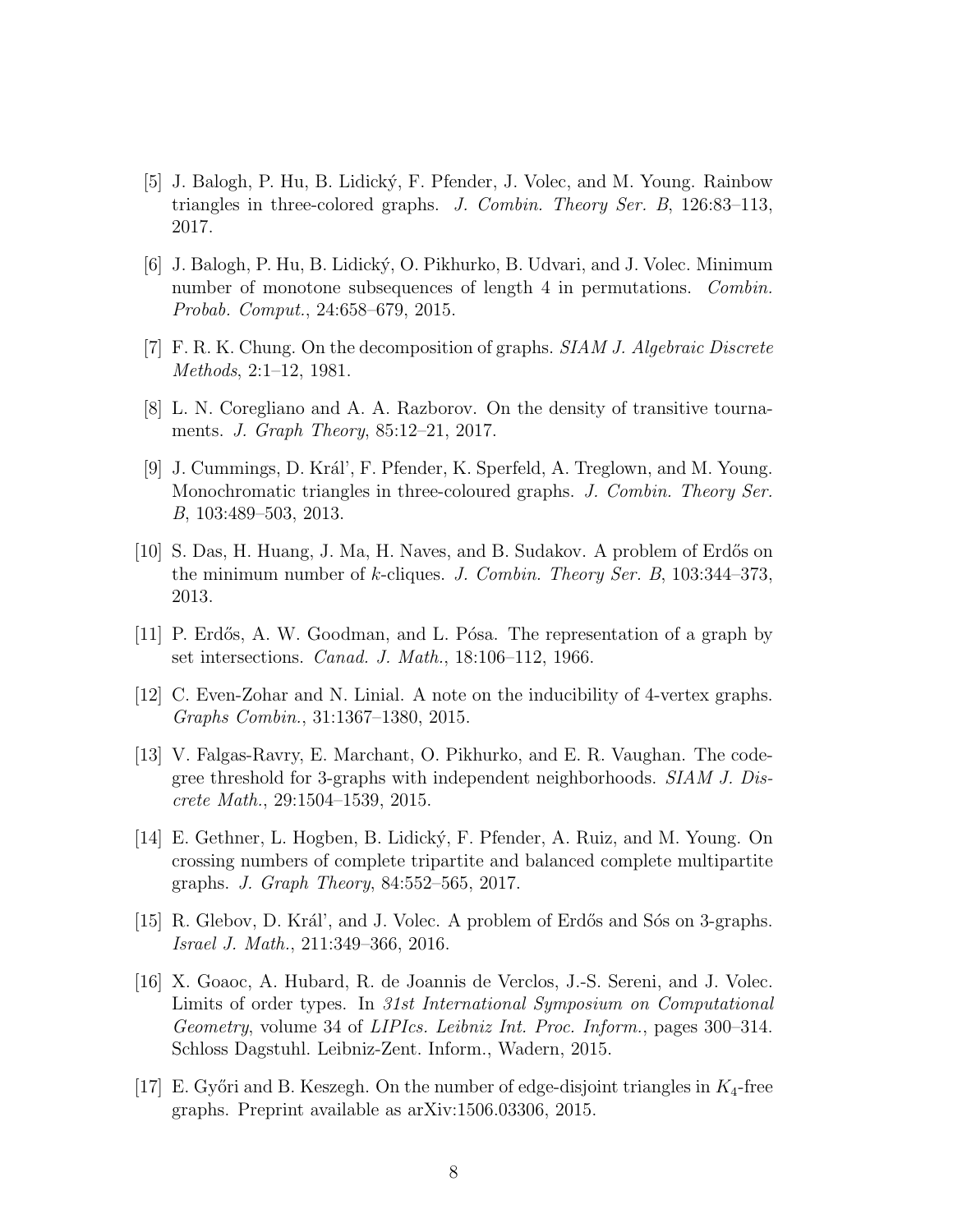[5] J. Balogh, P. Hu, B. Lidický, F. Pfender, J. Volec, and M. Young. Rainbow triangles in three-colored graphs. *J. Combin. Theory Ser. B*, 126:83–113, 2017.

[6] J. Balogh, P. Hu, B. Lidický, O. Pikhurko, B. Udvari, and J. Volec. Minimum number of monotone subsequences of length 4 in permutations. *Combin. Probab. Comput.*, 24:658–679, 2015.

[7] F. R. K. Chung. On the decomposition of graphs. *SIAM J. Algebraic Discrete Methods*, 2:1–12, 1981.

[8] L. N. Coregliano and A. A. Razborov. On the density of transitive tournaments. *J. Graph Theory*, 85:12–21, 2017.

[9] J. Cummings, D. Král', F. Pfender, K. Sperfeld, A. Treglown, and M. Young. Monochromatic triangles in three-coloured graphs. *J. Combin. Theory Ser. B*, 103:489–503, 2013.

[10] S. Das, H. Huang, J. Ma, H. Naves, and B. Sudakov. A problem of Erdős on the minimum number of $k$-cliques. *J. Combin. Theory Ser. B*, 103:344–373, 2013.

[11] P. Erdős, A. W. Goodman, and L. Pósa. The representation of a graph by set intersections. *Canad. J. Math.*, 18:106–112, 1966.

[12] C. Even-Zohar and N. Linial. A note on the inducibility of 4-vertex graphs. *Graphs Combin.*, 31:1367–1380, 2015.

[13] V. Falgas-Ravry, E. Marchant, O. Pikhurko, and E. R. Vaughan. The codegree threshold for 3-graphs with independent neighborhoods. *SIAM J. Discrete Math.*, 29:1504–1539, 2015.

[14] E. Gethner, L. Hogben, B. Lidický, F. Pfender, A. Ruiz, and M. Young. On crossing numbers of complete tripartite and balanced complete multipartite graphs. *J. Graph Theory*, 84:552–565, 2017.

[15] R. Glebov, D. Král', and J. Volec. A problem of Erdős and Sós on 3-graphs. *Israel J. Math.*, 211:349–366, 2016.

[16] X. Goaoc, A. Hubard, R. de Joannis de Verclos, J.-S. Sereni, and J. Volec. Limits of order types. In *31st International Symposium on Computational Geometry*, volume 34 of *LIPIcs. Leibniz Int. Proc. Inform.*, pages 300–314. Schloss Dagstuhl. Leibniz-Zent. Inform., Wadern, 2015.

[17] E. Győri and B. Keszegh. On the number of edge-disjoint triangles in $K_4$-free graphs. Preprint available as arXiv:1506.03306, 2015.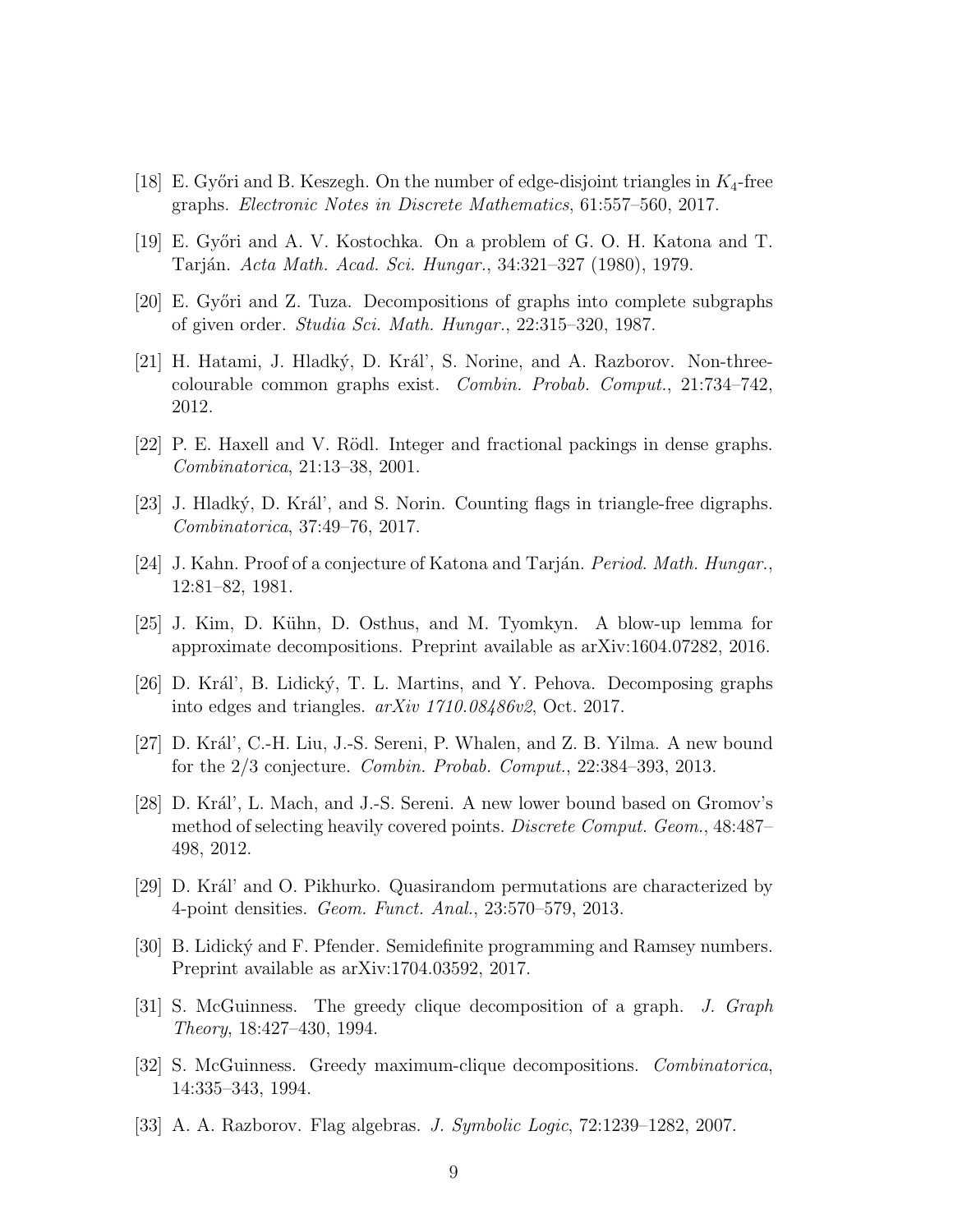[18] E. Győri and B. Keszegh. On the number of edge-disjoint triangles in $K_4$-free graphs. *Electronic Notes in Discrete Mathematics*, 61:557–560, 2017.

[19] E. Győri and A. V. Kostochka. On a problem of G. O. H. Katona and T. Tarján. *Acta Math. Acad. Sci. Hungar.*, 34:321–327 (1980), 1979.

[20] E. Győri and Z. Tuza. Decompositions of graphs into complete subgraphs of given order. *Studia Sci. Math. Hungar.*, 22:315–320, 1987.

[21] H. Hatami, J. Hladký, D. Kráľ, S. Norine, and A. Razborov. Non-three-colourable common graphs exist. *Combin. Probab. Comput.*, 21:734–742, 2012.

[22] P. E. Haxell and V. Rödl. Integer and fractional packings in dense graphs. *Combinatorica*, 21:13–38, 2001.

[23] J. Hladký, D. Kráľ, and S. Norin. Counting flags in triangle-free digraphs. *Combinatorica*, 37:49–76, 2017.

[24] J. Kahn. Proof of a conjecture of Katona and Tarján. *Period. Math. Hungar.*, 12:81–82, 1981.

[25] J. Kim, D. Kühn, D. Osthus, and M. Tyomkyn. A blow-up lemma for approximate decompositions. Preprint available as arXiv:1604.07282, 2016.

[26] D. Kráľ, B. Lidický, T. L. Martins, and Y. Pehova. Decomposing graphs into edges and triangles. *arXiv 1710.08486v2*, Oct. 2017.

[27] D. Kráľ, C.-H. Liu, J.-S. Sereni, P. Whalen, and Z. B. Yilma. A new bound for the 2/3 conjecture. *Combin. Probab. Comput.*, 22:384–393, 2013.

[28] D. Kráľ, L. Mach, and J.-S. Sereni. A new lower bound based on Gromov's method of selecting heavily covered points. *Discrete Comput. Geom.*, 48:487–498, 2012.

[29] D. Kráľ and O. Pikhurko. Quasirandom permutations are characterized by 4-point densities. *Geom. Funct. Anal.*, 23:570–579, 2013.

[30] B. Lidický and F. Pfender. Semidefinite programming and Ramsey numbers. Preprint available as arXiv:1704.03592, 2017.

[31] S. McGuinness. The greedy clique decomposition of a graph. *J. Graph Theory*, 18:427–430, 1994.

[32] S. McGuinness. Greedy maximum-clique decompositions. *Combinatorica*, 14:335–343, 1994.

[33] A. A. Razborov. Flag algebras. *J. Symbolic Logic*, 72:1239–1282, 2007.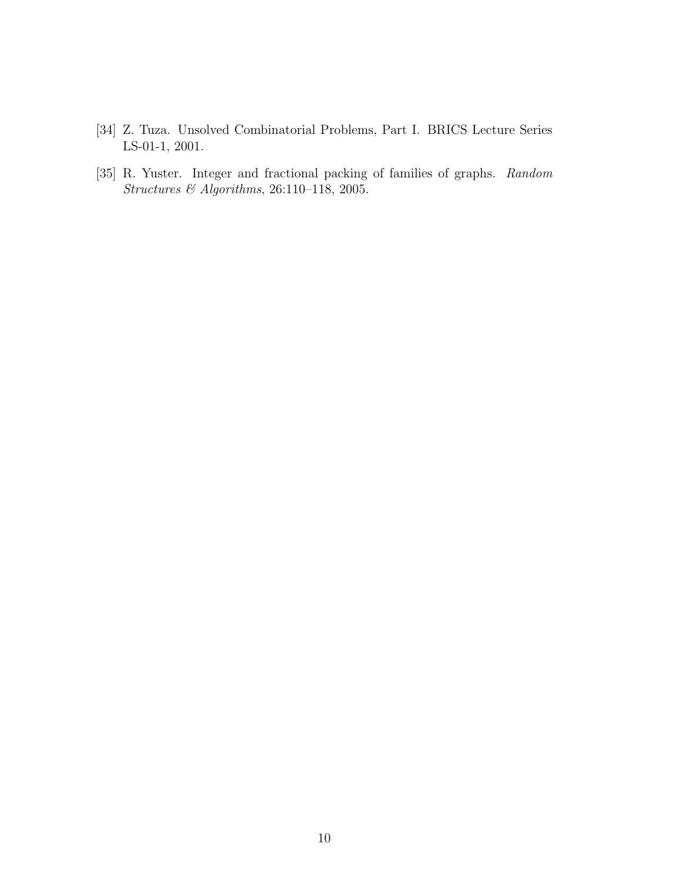[34] Z. Tuza. Unsolved Combinatorial Problems, Part I. BRICS Lecture Series LS-01-1, 2001.

[35] R. Yuster. Integer and fractional packing of families of graphs. *Random Structures & Algorithms*, 26:110–118, 2005.